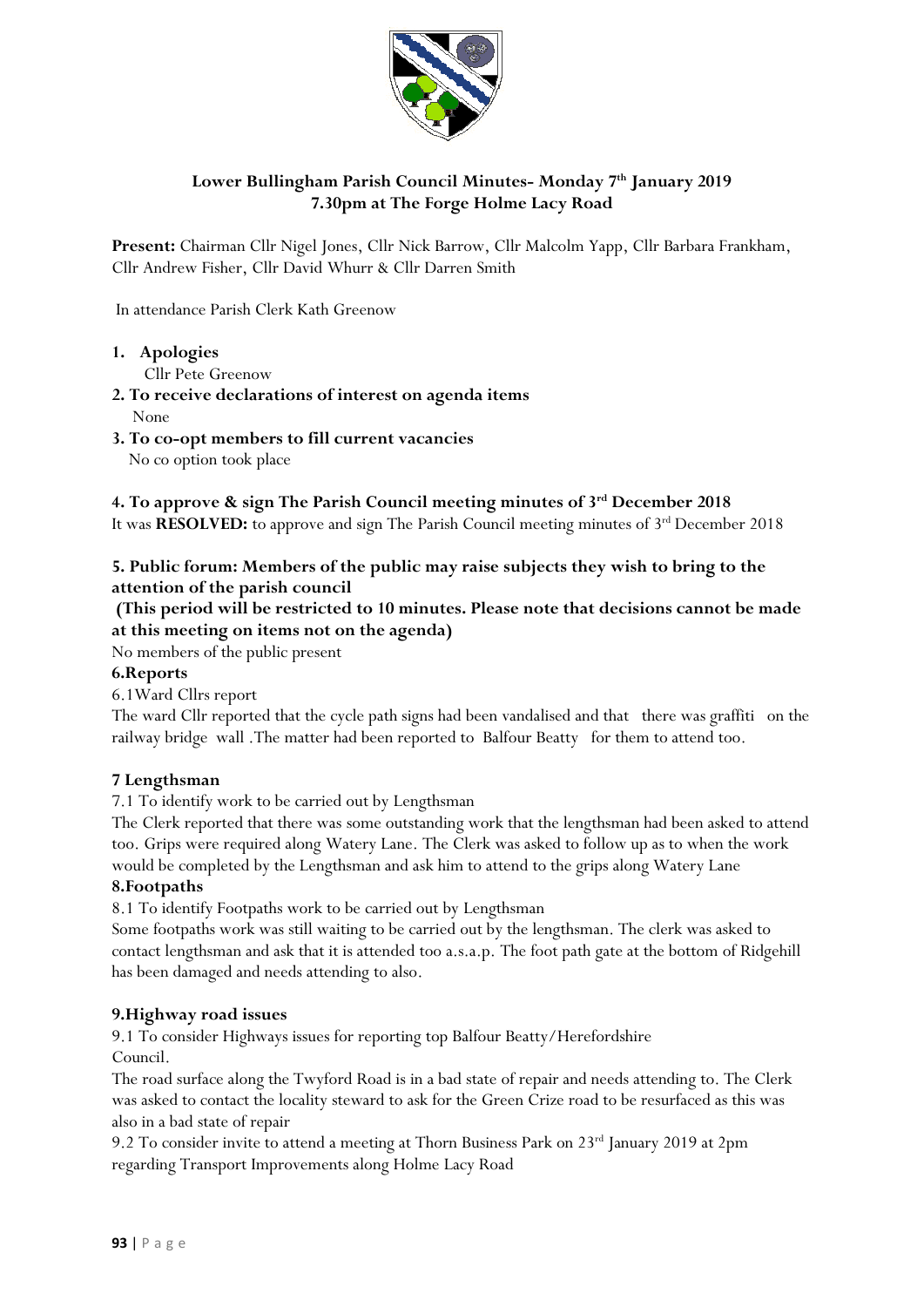**Lower Bullingham Parish Council Minutes- Monday 7th January 2019**
**7.30pm at The Forge Holme Lacy Road**

**Present:** Chairman Cllr Nigel Jones, Cllr Nick Barrow, Cllr Malcolm Yapp, Cllr Barbara Frankham, Cllr Andrew Fisher, Cllr David Whurr & Cllr Darren Smith

In attendance Parish Clerk Kath Greenow

1. **Apologies**
   Cllr Pete Greenow

**2. To receive declarations of interest on agenda items**
None

**3. To co-opt members to fill current vacancies**
No co option took place

**4. To approve & sign The Parish Council meeting minutes of 3rd December 2018**
It was **RESOLVED:** to approve and sign The Parish Council meeting minutes of 3rd December 2018

**5. Public forum: Members of the public may raise subjects they wish to bring to the attention of the parish council**
**(This period will be restricted to 10 minutes. Please note that decisions cannot be made at this meeting on items not on the agenda)**
No members of the public present

**6.Reports**
6.1Ward Cllrs report
The ward Cllr reported that the cycle path signs had been vandalised and that there was graffiti on the railway bridge wall .The matter had been reported to Balfour Beatty for them to attend too.

**7 Lengthsman**
7.1 To identify work to be carried out by Lengthsman
The Clerk reported that there was some outstanding work that the lengthsman had been asked to attend too. Grips were required along Watery Lane. The Clerk was asked to follow up as to when the work would be completed by the Lengthsman and ask him to attend to the grips along Watery Lane

**8.Footpaths**
8.1 To identify Footpaths work to be carried out by Lengthsman
Some footpaths work was still waiting to be carried out by the lengthsman. The clerk was asked to contact lengthsman and ask that it is attended too a.s.a.p. The foot path gate at the bottom of Ridgehill has been damaged and needs attending to also.

**9.Highway road issues**
9.1 To consider Highways issues for reporting top Balfour Beatty/Herefordshire Council.
The road surface along the Twyford Road is in a bad state of repair and needs attending to. The Clerk was asked to contact the locality steward to ask for the Green Crize road to be resurfaced as this was also in a bad state of repair
9.2 To consider invite to attend a meeting at Thorn Business Park on 23rd January 2019 at 2pm regarding Transport Improvements along Holme Lacy Road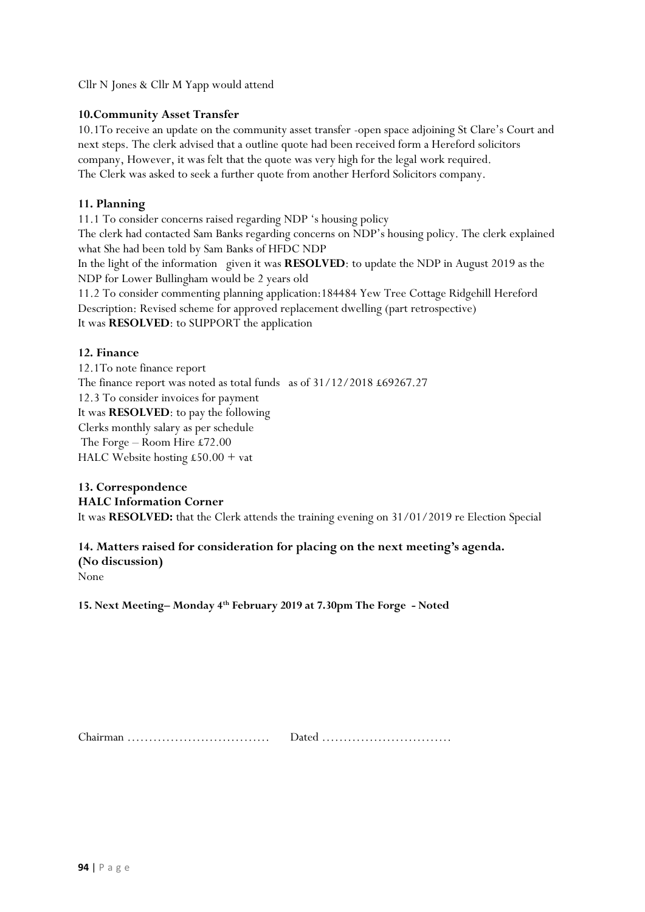Cllr N Jones & Cllr M Yapp would attend

**10.Community Asset Transfer**

10.1To receive an update on the community asset transfer -open space adjoining St Clare's Court and next steps. The clerk advised that a outline quote had been received form a Hereford solicitors company, However, it was felt that the quote was very high for the legal work required.
The Clerk was asked to seek a further quote from another Herford Solicitors company.

**11. Planning**

11.1 To consider concerns raised regarding NDP 's housing policy
The clerk had contacted Sam Banks regarding concerns on NDP's housing policy. The clerk explained what She had been told by Sam Banks of HFDC NDP
In the light of the information given it was **RESOLVED**: to update the NDP in August 2019 as the NDP for Lower Bullingham would be 2 years old
11.2 To consider commenting planning application:184484 Yew Tree Cottage Ridgehill Hereford
Description: Revised scheme for approved replacement dwelling (part retrospective)
It was **RESOLVED**: to SUPPORT the application

**12. Finance**

12.1To note finance report
The finance report was noted as total funds as of 31/12/2018 £69267.27
12.3 To consider invoices for payment
It was **RESOLVED**: to pay the following
Clerks monthly salary as per schedule
The Forge – Room Hire £72.00
HALC Website hosting £50.00 + vat

**13. Correspondence**
**HALC Information Corner**
It was **RESOLVED:** that the Clerk attends the training evening on 31/01/2019 re Election Special

**14. Matters raised for consideration for placing on the next meeting's agenda. (No discussion)**
None

**15. Next Meeting– Monday 4th February 2019 at 7.30pm The Forge - Noted**

Chairman ................................ Dated .............................